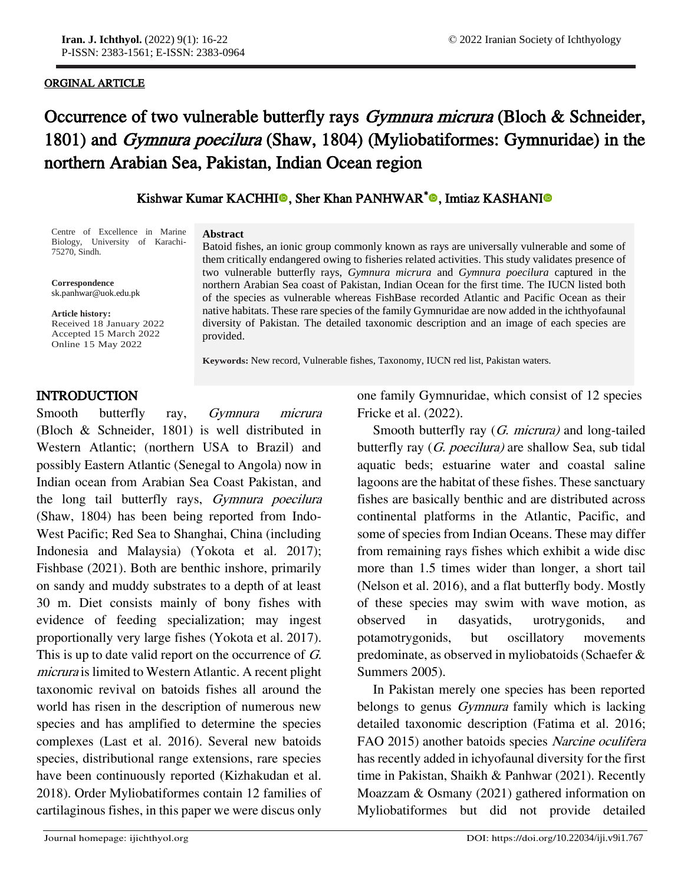ORGINAL ARTICLE

# Occurrence of two vulnerable butterfly rays *Gymnura micrura* (Bloch & Schneider, 1801) and *Gymnura poecilura* (Shaw, 1804) (Myliobatiformes: Gymnuridae) in the northern Arabian Sea, Pakistan, Indian Ocean region

Kishwar Kumar KACHHI, Sher Khan PANHWAR*, Imtiaz KASHANI

Centre of Excellence in Marine Biology, University of Karachi-75270, Sindh.

**Correspondence**
sk.panhwar@uok.edu.pk

**Article history:**
Received 18 January 2022
Accepted 15 March 2022
Online 15 May 2022

**Abstract**

Batoid fishes, an ionic group commonly known as rays are universally vulnerable and some of them critically endangered owing to fisheries related activities. This study validates presence of two vulnerable butterfly rays, *Gymnura micrura* and *Gymnura poecilura* captured in the northern Arabian Sea coast of Pakistan, Indian Ocean for the first time. The IUCN listed both of the species as vulnerable whereas FishBase recorded Atlantic and Pacific Ocean as their native habitats. These rare species of the family Gymnuridae are now added in the ichthyofaunal diversity of Pakistan. The detailed taxonomic description and an image of each species are provided.

**Keywords:** New record, Vulnerable fishes, Taxonomy, IUCN red list, Pakistan waters.

## INTRODUCTION

Smooth butterfly ray, *Gymnura micrura* (Bloch & Schneider, 1801) is well distributed in Western Atlantic; (northern USA to Brazil) and possibly Eastern Atlantic (Senegal to Angola) now in Indian ocean from Arabian Sea Coast Pakistan, and the long tail butterfly rays, *Gymnura poecilura* (Shaw, 1804) has been being reported from Indo-West Pacific; Red Sea to Shanghai, China (including Indonesia and Malaysia) (Yokota et al. 2017); Fishbase (2021). Both are benthic inshore, primarily on sandy and muddy substrates to a depth of at least 30 m. Diet consists mainly of bony fishes with evidence of feeding specialization; may ingest proportionally very large fishes (Yokota et al. 2017). This is up to date valid report on the occurrence of *G. micrura* is limited to Western Atlantic. A recent plight taxonomic revival on batoids fishes all around the world has risen in the description of numerous new species and has amplified to determine the species complexes (Last et al. 2016). Several new batoids species, distributional range extensions, rare species have been continuously reported (Kizhakudan et al. 2018). Order Myliobatiformes contain 12 families of cartilaginous fishes, in this paper we were discus only one family Gymnuridae, which consist of 12 species Fricke et al. (2022).

Smooth butterfly ray (*G. micrura)* and long-tailed butterfly ray (*G. poecilura)* are shallow Sea, sub tidal aquatic beds; estuarine water and coastal saline lagoons are the habitat of these fishes. These sanctuary fishes are basically benthic and are distributed across continental platforms in the Atlantic, Pacific, and some of species from Indian Oceans. These may differ from remaining rays fishes which exhibit a wide disc more than 1.5 times wider than longer, a short tail (Nelson et al. 2016), and a flat butterfly body. Mostly of these species may swim with wave motion, as observed in dasyatids, urotrygonids, and potamotrygonids, but oscillatory movements predominate, as observed in myliobatoids (Schaefer & Summers 2005).

In Pakistan merely one species has been reported belongs to genus *Gymnura* family which is lacking detailed taxonomic description (Fatima et al. 2016; FAO 2015) another batoids species *Narcine oculifera* has recently added in ichyofaunal diversity for the first time in Pakistan, Shaikh & Panhwar (2021). Recently Moazzam & Osmany (2021) gathered information on Myliobatiformes but did not provide detailed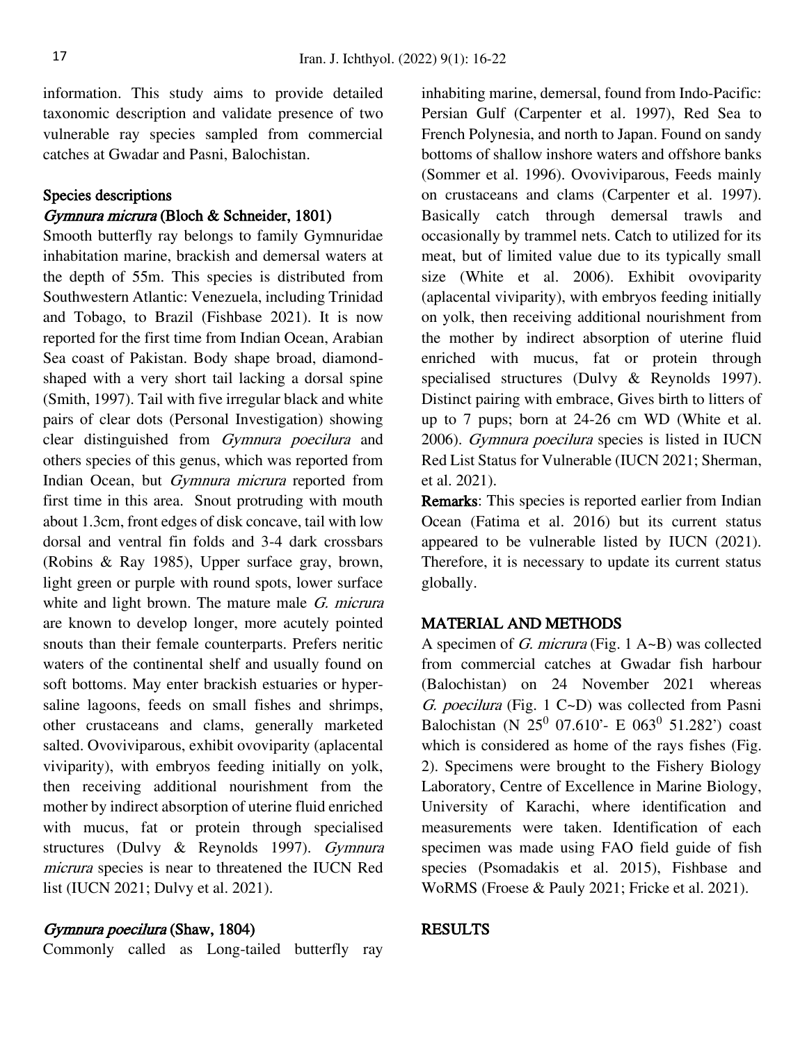information. This study aims to provide detailed taxonomic description and validate presence of two vulnerable ray species sampled from commercial catches at Gwadar and Pasni, Balochistan.

## Species descriptions

### *Gymnura micrura* (Bloch & Schneider, 1801)

Smooth butterfly ray belongs to family Gymnuridae inhabitation marine, brackish and demersal waters at the depth of 55m. This species is distributed from Southwestern Atlantic: Venezuela, including Trinidad and Tobago, to Brazil (Fishbase 2021). It is now reported for the first time from Indian Ocean, Arabian Sea coast of Pakistan. Body shape broad, diamond-shaped with a very short tail lacking a dorsal spine (Smith, 1997). Tail with five irregular black and white pairs of clear dots (Personal Investigation) showing clear distinguished from *Gymnura poecilura* and others species of this genus, which was reported from Indian Ocean, but *Gymnura micrura* reported from first time in this area. Snout protruding with mouth about 1.3cm, front edges of disk concave, tail with low dorsal and ventral fin folds and 3-4 dark crossbars (Robins & Ray 1985), Upper surface gray, brown, light green or purple with round spots, lower surface white and light brown. The mature male *G. micrura* are known to develop longer, more acutely pointed snouts than their female counterparts. Prefers neritic waters of the continental shelf and usually found on soft bottoms. May enter brackish estuaries or hyper-saline lagoons, feeds on small fishes and shrimps, other crustaceans and clams, generally marketed salted. Ovoviviparous, exhibit ovoviparity (aplacental viviparity), with embryos feeding initially on yolk, then receiving additional nourishment from the mother by indirect absorption of uterine fluid enriched with mucus, fat or protein through specialised structures (Dulvy & Reynolds 1997). *Gymnura micrura* species is near to threatened the IUCN Red list (IUCN 2021; Dulvy et al. 2021).

### *Gymnura poecilura* (Shaw, 1804)

Commonly called as Long-tailed butterfly ray inhabiting marine, demersal, found from Indo-Pacific: Persian Gulf (Carpenter et al. 1997), Red Sea to French Polynesia, and north to Japan. Found on sandy bottoms of shallow inshore waters and offshore banks (Sommer et al. 1996). Ovoviviparous, Feeds mainly on crustaceans and clams (Carpenter et al. 1997). Basically catch through demersal trawls and occasionally by trammel nets. Catch to utilized for its meat, but of limited value due to its typically small size (White et al. 2006). Exhibit ovoviparity (aplacental viviparity), with embryos feeding initially on yolk, then receiving additional nourishment from the mother by indirect absorption of uterine fluid enriched with mucus, fat or protein through specialised structures (Dulvy & Reynolds 1997). Distinct pairing with embrace, Gives birth to litters of up to 7 pups; born at 24-26 cm WD (White et al. 2006). *Gymnura poecilura* species is listed in IUCN Red List Status for Vulnerable (IUCN 2021; Sherman, et al. 2021).

**Remarks**: This species is reported earlier from Indian Ocean (Fatima et al. 2016) but its current status appeared to be vulnerable listed by IUCN (2021). Therefore, it is necessary to update its current status globally.

## MATERIAL AND METHODS

A specimen of *G. micrura* (Fig. 1 A~B) was collected from commercial catches at Gwadar fish harbour (Balochistan) on 24 November 2021 whereas *G. poecilura* (Fig. 1 C~D) was collected from Pasni Balochistan (N $25^0$ 07.610'- E $063^0$ 51.282') coast which is considered as home of the rays fishes (Fig. 2). Specimens were brought to the Fishery Biology Laboratory, Centre of Excellence in Marine Biology, University of Karachi, where identification and measurements were taken. Identification of each specimen was made using FAO field guide of fish species (Psomadakis et al. 2015), Fishbase and WoRMS (Froese & Pauly 2021; Fricke et al. 2021).

## RESULTS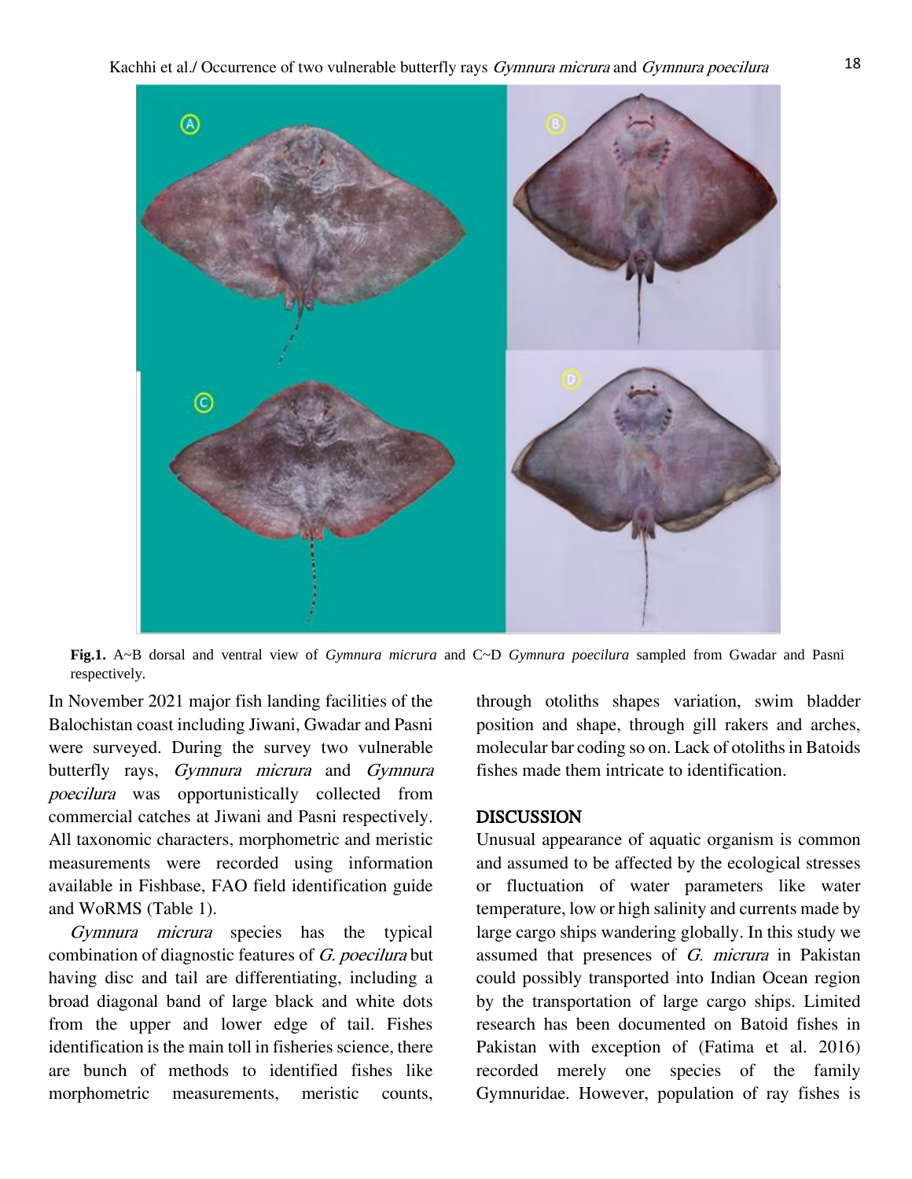**Fig.1.** A~B dorsal and ventral view of *Gymnura micrura* and C~D *Gymnura poecilura* sampled from Gwadar and Pasni respectively.

In November 2021 major fish landing facilities of the Balochistan coast including Jiwani, Gwadar and Pasni were surveyed. During the survey two vulnerable butterfly rays, *Gymnura micrura* and *Gymnura poecilura* was opportunistically collected from commercial catches at Jiwani and Pasni respectively. All taxonomic characters, morphometric and meristic measurements were recorded using information available in Fishbase, FAO field identification guide and WoRMS (Table 1).

*Gymnura micrura* species has the typical combination of diagnostic features of *G. poecilura* but having disc and tail are differentiating, including a broad diagonal band of large black and white dots from the upper and lower edge of tail. Fishes identification is the main toll in fisheries science, there are bunch of methods to identified fishes like morphometric measurements, meristic counts, through otoliths shapes variation, swim bladder position and shape, through gill rakers and arches, molecular bar coding so on. Lack of otoliths in Batoids fishes made them intricate to identification.

## DISCUSSION

Unusual appearance of aquatic organism is common and assumed to be affected by the ecological stresses or fluctuation of water parameters like water temperature, low or high salinity and currents made by large cargo ships wandering globally. In this study we assumed that presences of *G. micrura* in Pakistan could possibly transported into Indian Ocean region by the transportation of large cargo ships. Limited research has been documented on Batoid fishes in Pakistan with exception of (Fatima et al. 2016) recorded merely one species of the family Gymnuridae. However, population of ray fishes is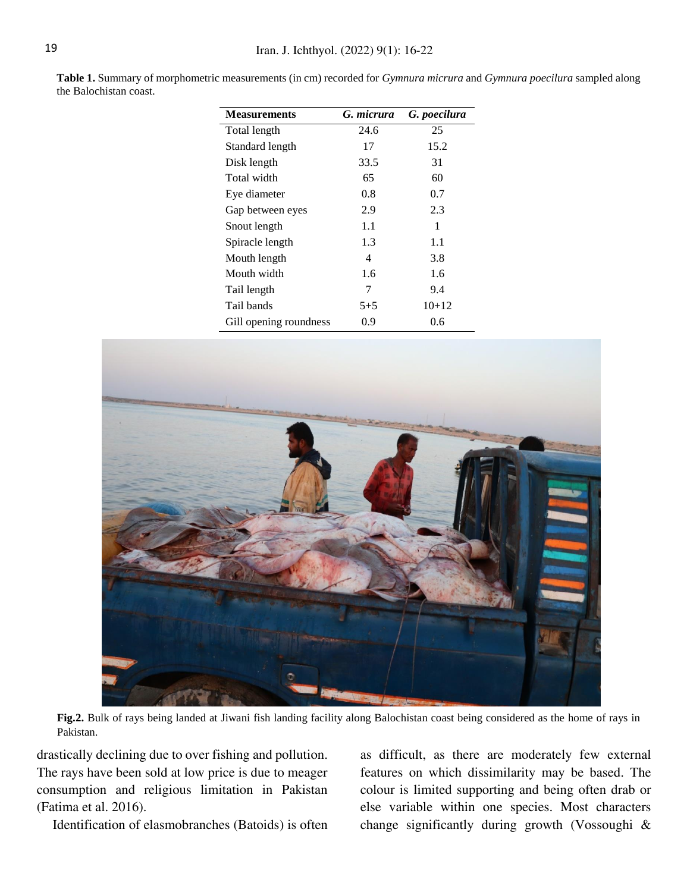**Table 1.** Summary of morphometric measurements (in cm) recorded for *Gymnura micrura* and *Gymnura poecilura* sampled along the Balochistan coast.

| Measurements | *G. micrura* | *G. poecilura* |
|---|---|---|
| Total length | 24.6 | 25 |
| Standard length | 17 | 15.2 |
| Disk length | 33.5 | 31 |
| Total width | 65 | 60 |
| Eye diameter | 0.8 | 0.7 |
| Gap between eyes | 2.9 | 2.3 |
| Snout length | 1.1 | 1 |
| Spiracle length | 1.3 | 1.1 |
| Mouth length | 4 | 3.8 |
| Mouth width | 1.6 | 1.6 |
| Tail length | 7 | 9.4 |
| Tail bands | 5+5 | 10+12 |
| Gill opening roundness | 0.9 | 0.6 |

**Fig.2.** Bulk of rays being landed at Jiwani fish landing facility along Balochistan coast being considered as the home of rays in Pakistan.

drastically declining due to over fishing and pollution. The rays have been sold at low price is due to meager consumption and religious limitation in Pakistan (Fatima et al. 2016).

Identification of elasmobranches (Batoids) is often as difficult, as there are moderately few external features on which dissimilarity may be based. The colour is limited supporting and being often drab or else variable within one species. Most characters change significantly during growth (Vossoughi &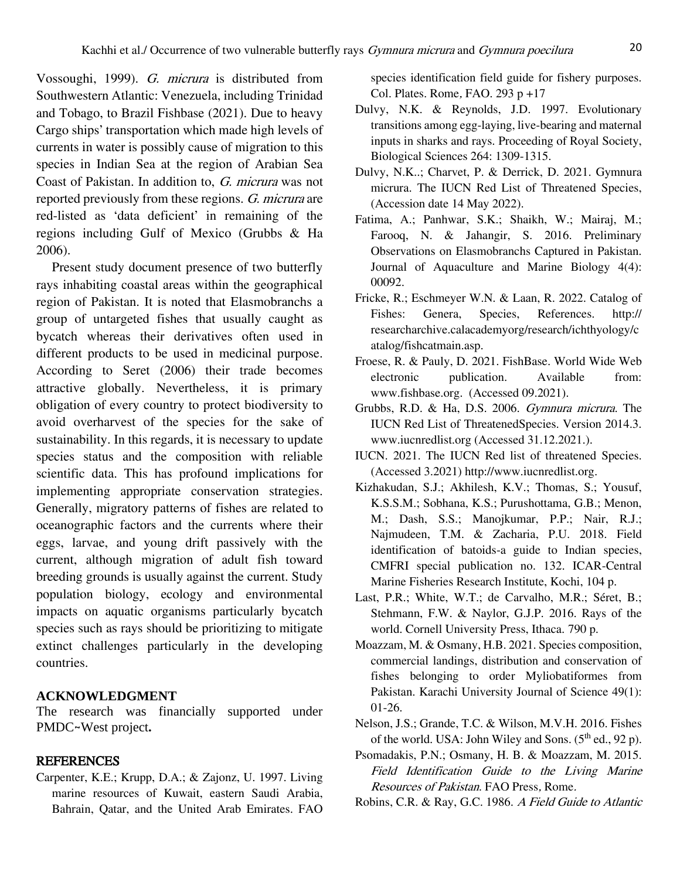Vossoughi, 1999). *G. micrura* is distributed from Southwestern Atlantic: Venezuela, including Trinidad and Tobago, to Brazil Fishbase (2021). Due to heavy Cargo ships' transportation which made high levels of currents in water is possibly cause of migration to this species in Indian Sea at the region of Arabian Sea Coast of Pakistan. In addition to, *G. micrura* was not reported previously from these regions. *G. micrura* are red-listed as 'data deficient' in remaining of the regions including Gulf of Mexico (Grubbs & Ha 2006).

Present study document presence of two butterfly rays inhabiting coastal areas within the geographical region of Pakistan. It is noted that Elasmobranchs a group of untargeted fishes that usually caught as bycatch whereas their derivatives often used in different products to be used in medicinal purpose. According to Seret (2006) their trade becomes attractive globally. Nevertheless, it is primary obligation of every country to protect biodiversity to avoid overharvest of the species for the sake of sustainability. In this regards, it is necessary to update species status and the composition with reliable scientific data. This has profound implications for implementing appropriate conservation strategies. Generally, migratory patterns of fishes are related to oceanographic factors and the currents where their eggs, larvae, and young drift passively with the current, although migration of adult fish toward breeding grounds is usually against the current. Study population biology, ecology and environmental impacts on aquatic organisms particularly bycatch species such as rays should be prioritizing to mitigate extinct challenges particularly in the developing countries.

## ACKNOWLEDGMENT

The research was financially supported under PMDC~West project**.**

## REFERENCES

Carpenter, K.E.; Krupp, D.A.; & Zajonz, U. 1997. Living marine resources of Kuwait, eastern Saudi Arabia, Bahrain, Qatar, and the United Arab Emirates. FAO species identification field guide for fishery purposes. Col. Plates. Rome, FAO. 293 p +17

Dulvy, N.K. & Reynolds, J.D. 1997. Evolutionary transitions among egg-laying, live-bearing and maternal inputs in sharks and rays. Proceeding of Royal Society, Biological Sciences 264: 1309-1315.

Dulvy, N.K..; Charvet, P. & Derrick, D. 2021. Gymnura micrura. The IUCN Red List of Threatened Species, (Accession date 14 May 2022).

Fatima, A.; Panhwar, S.K.; Shaikh, W.; Mairaj, M.; Farooq, N. & Jahangir, S. 2016. Preliminary Observations on Elasmobranchs Captured in Pakistan. Journal of Aquaculture and Marine Biology 4(4): 00092.

Fricke, R.; Eschmeyer W.N. & Laan, R. 2022. Catalog of Fishes: Genera, Species, References. http:// researcharchive.calacademyorg/research/ichthyology/catalog/fishcatmain.asp.

Froese, R. & Pauly, D. 2021. FishBase. World Wide Web electronic publication. Available from: www.fishbase.org. (Accessed 09.2021).

Grubbs, R.D. & Ha, D.S. 2006. *Gymnura micrura*. The IUCN Red List of ThreatenedSpecies. Version 2014.3. www.iucnredlist.org (Accessed 31.12.2021.).

IUCN. 2021. The IUCN Red list of threatened Species. (Accessed 3.2021) http://www.iucnredlist.org.

Kizhakudan, S.J.; Akhilesh, K.V.; Thomas, S.; Yousuf, K.S.S.M.; Sobhana, K.S.; Purushottama, G.B.; Menon, M.; Dash, S.S.; Manojkumar, P.P.; Nair, R.J.; Najmudeen, T.M. & Zacharia, P.U. 2018. Field identification of batoids-a guide to Indian species, CMFRI special publication no. 132. ICAR-Central Marine Fisheries Research Institute, Kochi, 104 p.

Last, P.R.; White, W.T.; de Carvalho, M.R.; Séret, B.; Stehmann, F.W. & Naylor, G.J.P. 2016. Rays of the world. Cornell University Press, Ithaca. 790 p.

Moazzam, M. & Osmany, H.B. 2021. Species composition, commercial landings, distribution and conservation of fishes belonging to order Myliobatiformes from Pakistan. Karachi University Journal of Science 49(1): 01-26.

Nelson, J.S.; Grande, T.C. & Wilson, M.V.H. 2016. Fishes of the world. USA: John Wiley and Sons. (5th ed., 92 p).

Psomadakis, P.N.; Osmany, H. B. & Moazzam, M. 2015. *Field Identification Guide to the Living Marine Resources of Pakistan*. FAO Press, Rome.

Robins, C.R. & Ray, G.C. 1986. *A Field Guide to Atlantic*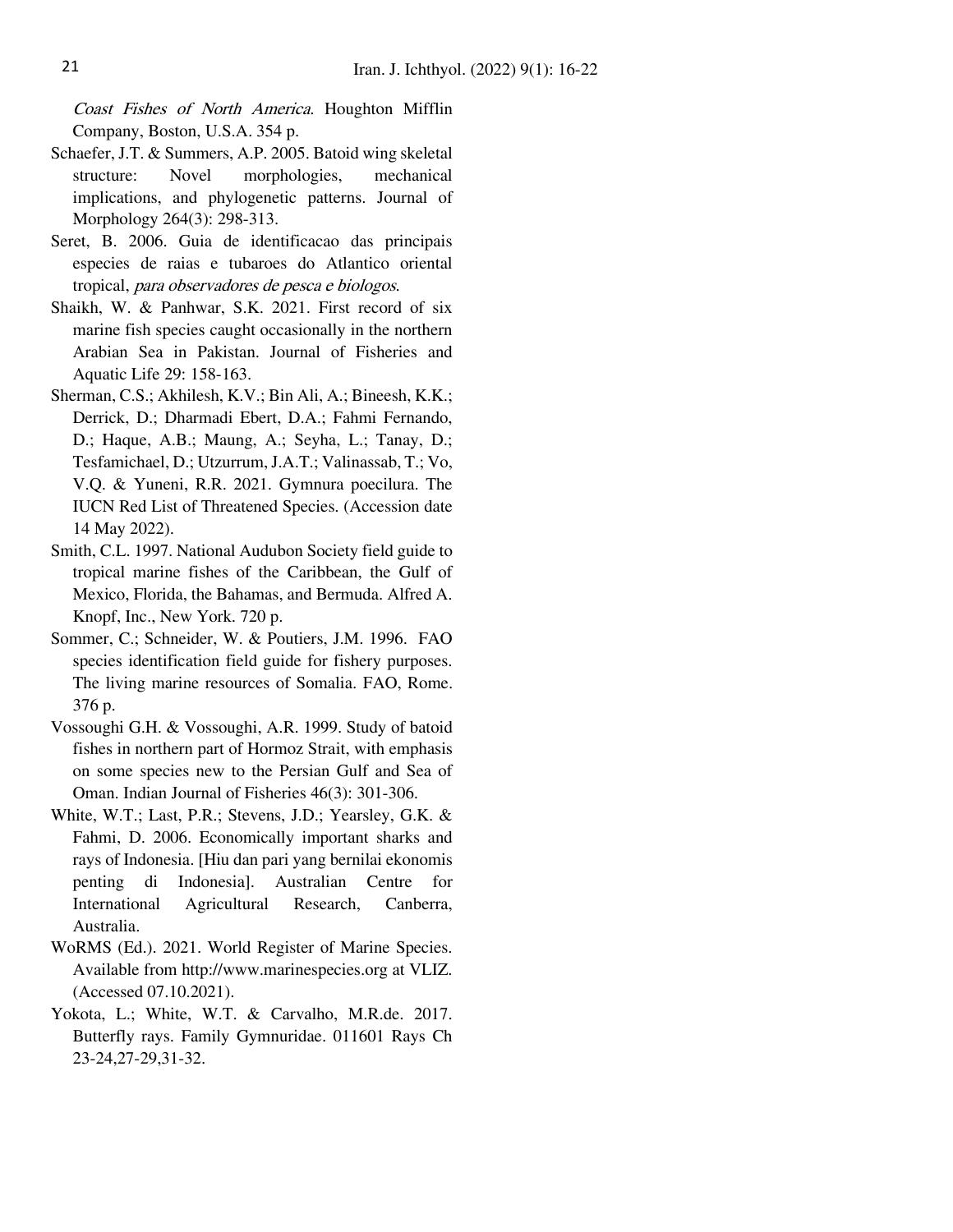*Coast Fishes of North America*. Houghton Mifflin Company, Boston, U.S.A. 354 p.

Schaefer, J.T. & Summers, A.P. 2005. Batoid wing skeletal structure: Novel morphologies, mechanical implications, and phylogenetic patterns. Journal of Morphology 264(3): 298-313.

Seret, B. 2006. Guia de identificacao das principais especies de raias e tubaroes do Atlantico oriental tropical, *para observadores de pesca e biologos*.

Shaikh, W. & Panhwar, S.K. 2021. First record of six marine fish species caught occasionally in the northern Arabian Sea in Pakistan. Journal of Fisheries and Aquatic Life 29: 158-163.

Sherman, C.S.; Akhilesh, K.V.; Bin Ali, A.; Bineesh, K.K.; Derrick, D.; Dharmadi Ebert, D.A.; Fahmi Fernando, D.; Haque, A.B.; Maung, A.; Seyha, L.; Tanay, D.; Tesfamichael, D.; Utzurrum, J.A.T.; Valinassab, T.; Vo, V.Q. & Yuneni, R.R. 2021. Gymnura poecilura. The IUCN Red List of Threatened Species. (Accession date 14 May 2022).

Smith, C.L. 1997. National Audubon Society field guide to tropical marine fishes of the Caribbean, the Gulf of Mexico, Florida, the Bahamas, and Bermuda. Alfred A. Knopf, Inc., New York. 720 p.

Sommer, C.; Schneider, W. & Poutiers, J.M. 1996. FAO species identification field guide for fishery purposes. The living marine resources of Somalia. FAO, Rome. 376 p.

Vossoughi G.H. & Vossoughi, A.R. 1999. Study of batoid fishes in northern part of Hormoz Strait, with emphasis on some species new to the Persian Gulf and Sea of Oman. Indian Journal of Fisheries 46(3): 301-306.

White, W.T.; Last, P.R.; Stevens, J.D.; Yearsley, G.K. & Fahmi, D. 2006. Economically important sharks and rays of Indonesia. [Hiu dan pari yang bernilai ekonomis penting di Indonesia]. Australian Centre for International Agricultural Research, Canberra, Australia.

WoRMS (Ed.). 2021. World Register of Marine Species. Available from http://www.marinespecies.org at VLIZ. (Accessed 07.10.2021).

Yokota, L.; White, W.T. & Carvalho, M.R.de. 2017. Butterfly rays. Family Gymnuridae. 011601 Rays Ch 23-24,27-29,31-32.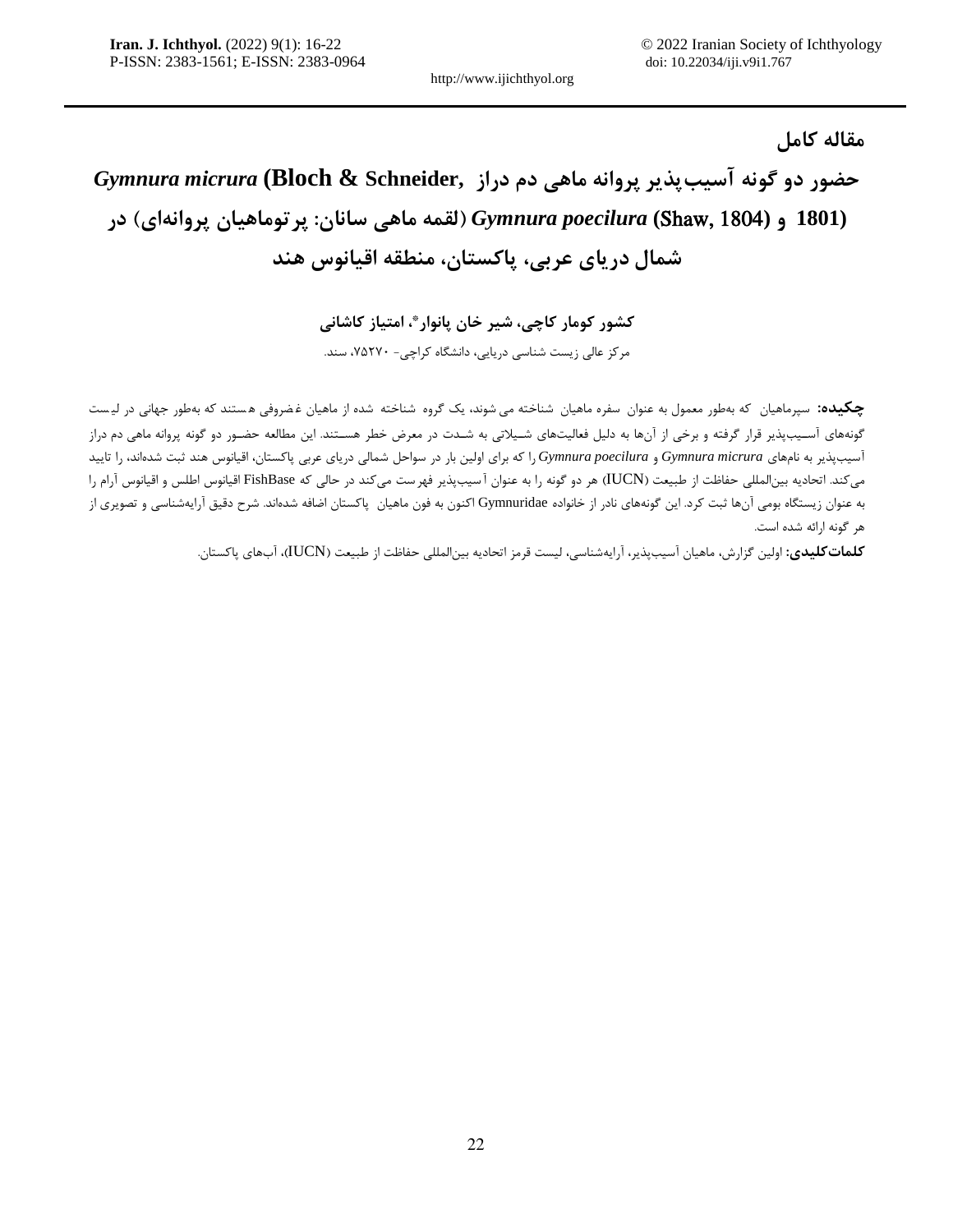مقاله کامل

# حضور دو گونه آسیب‌پذیر پروانه ماهی دم دراز *Gymnura micrura* (Bloch & Schneider, 1801) و *Gymnura poecilura* (Shaw, 1804) (لقمه ماهی سانان: پرتوماهیان پروانه‌ای) در شمال دریای عربی، پاکستان، منطقه اقیانوس هند

**کشور کومار کاچی، شیر خان پانوار\*، امتیاز کاشانی**

مرکز عالی زیست شناسی دریایی، دانشگاه کراچی- ۷۵۲۷۰، سند.

**چکیده:** سپرماهیان که به‌طور معمول به عنوان سفره ماهیان شناخته می شوند، یک گروه شناخته شده از ماهیان غضروفی هستند که به‌طور جهانی در لیست گونه‌های آسیب‌پذیر قرار گرفته و برخی از آن‌ها به دلیل فعالیت‌های شیلاتی به شدت در معرض خطر هستند. این مطالعه حضور دو گونه پروانه ماهی دم دراز آسیب‌پذیر به نام‌های *Gymnura micrura* و *Gymnura poecilura* را که برای اولین بار در سواحل شمالی دریای عربی پاکستان، اقیانوس هند ثبت شده‌اند، را تایید می‌کند. اتحادیه بین‌المللی حفاظت از طبیعت (IUCN) هر دو گونه را به عنوان آسیب‌پذیر فهرست می‌کند در حالی که FishBase اقیانوس اطلس و اقیانوس آرام را به عنوان زیستگاه بومی آن‌ها ثبت کرد. این گونه‌های نادر از خانواده Gymnuridae اکنون به فون ماهیان پاکستان اضافه شده‌اند. شرح دقیق آرایه‌شناسی و تصویری از هر گونه ارائه شده است.

**کلمات‌کلیدی:** اولین گزارش، ماهیان آسیب‌پذیر، آرایه‌شناسی، لیست قرمز اتحادیه بین‌المللی حفاظت از طبیعت (IUCN)، آب‌های پاکستان.